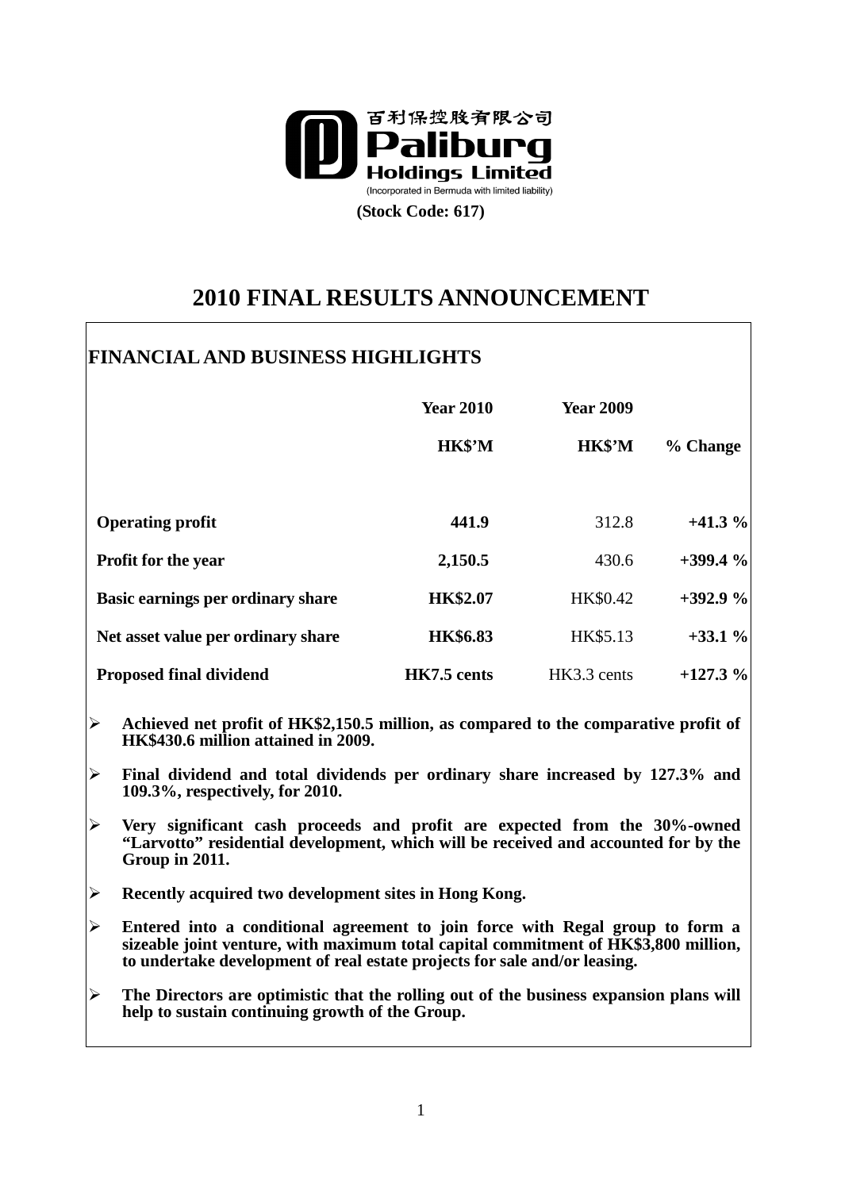百利保控股有限公司
**Paliburg Holdings Limited**
(Incorporated in Bermuda with limited liability)

**(Stock Code: 617)**

# 2010 FINAL RESULTS ANNOUNCEMENT

## FINANCIAL AND BUSINESS HIGHLIGHTS

| | Year 2010 HK$'M | Year 2009 HK$'M | % Change |
|---|---|---|---|
| **Operating profit** | **441.9** | 312.8 | **+41.3 %** |
| **Profit for the year** | **2,150.5** | 430.6 | **+399.4 %** |
| **Basic earnings per ordinary share** | **HK$2.07** | HK$0.42 | **+392.9 %** |
| **Net asset value per ordinary share** | **HK$6.83** | HK$5.13 | **+33.1 %** |
| **Proposed final dividend** | **HK7.5 cents** | HK3.3 cents | **+127.3 %** |

- **Achieved net profit of HK$2,150.5 million, as compared to the comparative profit of HK$430.6 million attained in 2009.**
- **Final dividend and total dividends per ordinary share increased by 127.3% and 109.3%, respectively, for 2010.**
- **Very significant cash proceeds and profit are expected from the 30%-owned "Larvotto" residential development, which will be received and accounted for by the Group in 2011.**
- **Recently acquired two development sites in Hong Kong.**
- **Entered into a conditional agreement to join force with Regal group to form a sizeable joint venture, with maximum total capital commitment of HK$3,800 million, to undertake development of real estate projects for sale and/or leasing.**
- **The Directors are optimistic that the rolling out of the business expansion plans will help to sustain continuing growth of the Group.**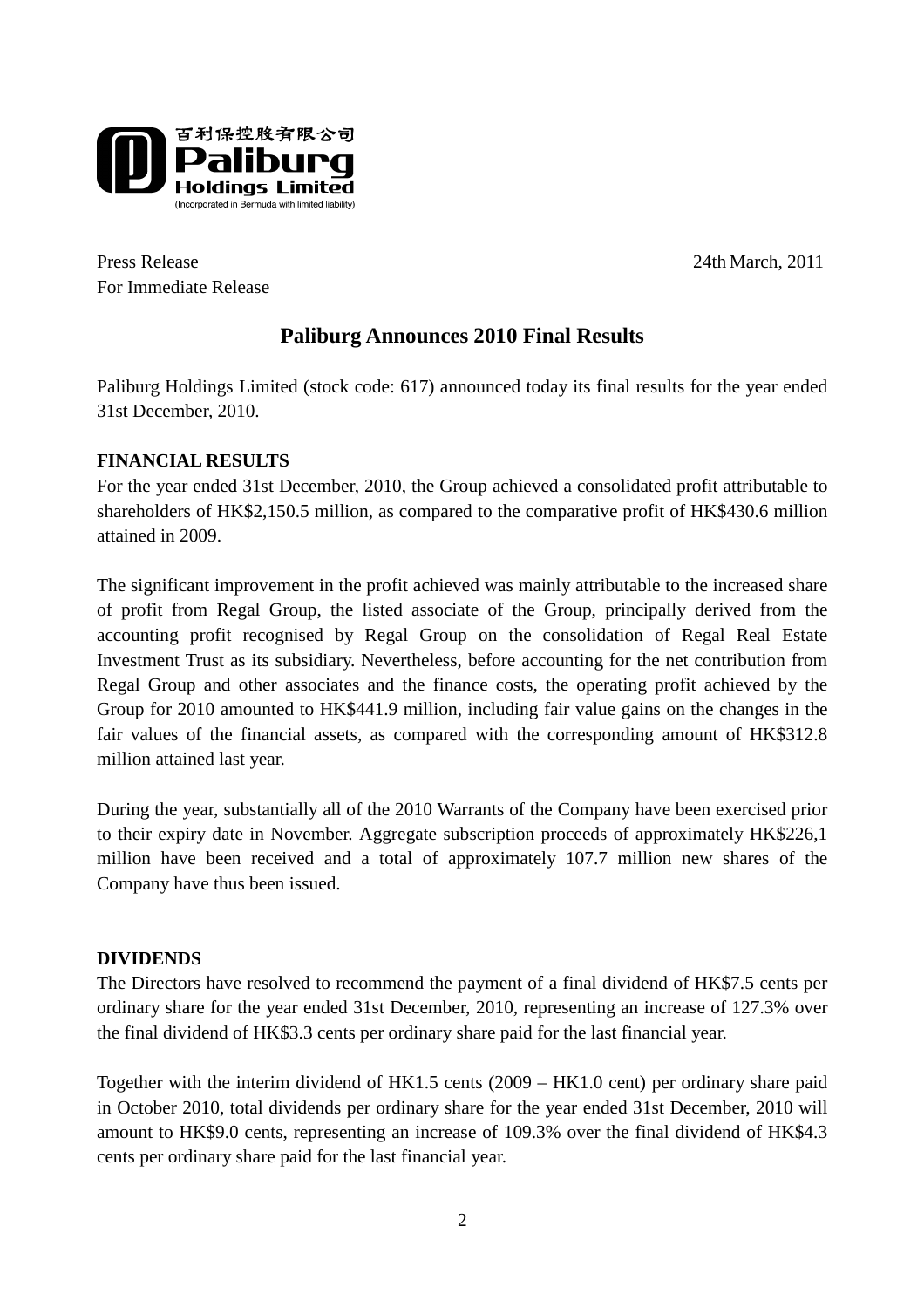百利保控股有限公司
**Paliburg Holdings Limited**
(Incorporated in Bermuda with limited liability)

Press Release 24th March, 2011
For Immediate Release

# Paliburg Announces 2010 Final Results

Paliburg Holdings Limited (stock code: 617) announced today its final results for the year ended 31st December, 2010.

**FINANCIAL RESULTS**

For the year ended 31st December, 2010, the Group achieved a consolidated profit attributable to shareholders of HK$2,150.5 million, as compared to the comparative profit of HK$430.6 million attained in 2009.

The significant improvement in the profit achieved was mainly attributable to the increased share of profit from Regal Group, the listed associate of the Group, principally derived from the accounting profit recognised by Regal Group on the consolidation of Regal Real Estate Investment Trust as its subsidiary. Nevertheless, before accounting for the net contribution from Regal Group and other associates and the finance costs, the operating profit achieved by the Group for 2010 amounted to HK$441.9 million, including fair value gains on the changes in the fair values of the financial assets, as compared with the corresponding amount of HK$312.8 million attained last year.

During the year, substantially all of the 2010 Warrants of the Company have been exercised prior to their expiry date in November. Aggregate subscription proceeds of approximately HK$226,1 million have been received and a total of approximately 107.7 million new shares of the Company have thus been issued.

**DIVIDENDS**

The Directors have resolved to recommend the payment of a final dividend of HK$7.5 cents per ordinary share for the year ended 31st December, 2010, representing an increase of 127.3% over the final dividend of HK$3.3 cents per ordinary share paid for the last financial year.

Together with the interim dividend of HK1.5 cents (2009 – HK1.0 cent) per ordinary share paid in October 2010, total dividends per ordinary share for the year ended 31st December, 2010 will amount to HK$9.0 cents, representing an increase of 109.3% over the final dividend of HK$4.3 cents per ordinary share paid for the last financial year.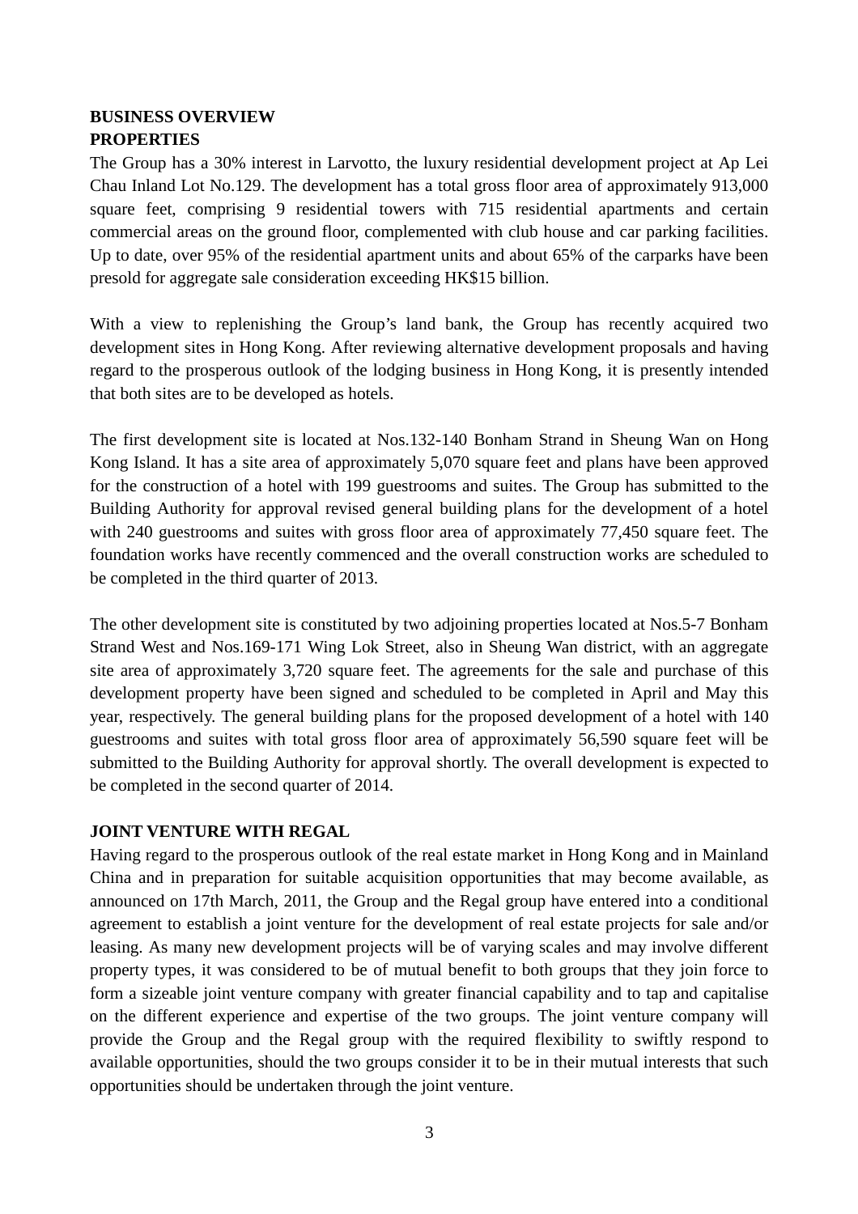## BUSINESS OVERVIEW

### PROPERTIES

The Group has a 30% interest in Larvotto, the luxury residential development project at Ap Lei Chau Inland Lot No.129. The development has a total gross floor area of approximately 913,000 square feet, comprising 9 residential towers with 715 residential apartments and certain commercial areas on the ground floor, complemented with club house and car parking facilities. Up to date, over 95% of the residential apartment units and about 65% of the carparks have been presold for aggregate sale consideration exceeding HK$15 billion.

With a view to replenishing the Group's land bank, the Group has recently acquired two development sites in Hong Kong. After reviewing alternative development proposals and having regard to the prosperous outlook of the lodging business in Hong Kong, it is presently intended that both sites are to be developed as hotels.

The first development site is located at Nos.132-140 Bonham Strand in Sheung Wan on Hong Kong Island. It has a site area of approximately 5,070 square feet and plans have been approved for the construction of a hotel with 199 guestrooms and suites. The Group has submitted to the Building Authority for approval revised general building plans for the development of a hotel with 240 guestrooms and suites with gross floor area of approximately 77,450 square feet. The foundation works have recently commenced and the overall construction works are scheduled to be completed in the third quarter of 2013.

The other development site is constituted by two adjoining properties located at Nos.5-7 Bonham Strand West and Nos.169-171 Wing Lok Street, also in Sheung Wan district, with an aggregate site area of approximately 3,720 square feet. The agreements for the sale and purchase of this development property have been signed and scheduled to be completed in April and May this year, respectively. The general building plans for the proposed development of a hotel with 140 guestrooms and suites with total gross floor area of approximately 56,590 square feet will be submitted to the Building Authority for approval shortly. The overall development is expected to be completed in the second quarter of 2014.

### JOINT VENTURE WITH REGAL

Having regard to the prosperous outlook of the real estate market in Hong Kong and in Mainland China and in preparation for suitable acquisition opportunities that may become available, as announced on 17th March, 2011, the Group and the Regal group have entered into a conditional agreement to establish a joint venture for the development of real estate projects for sale and/or leasing. As many new development projects will be of varying scales and may involve different property types, it was considered to be of mutual benefit to both groups that they join force to form a sizeable joint venture company with greater financial capability and to tap and capitalise on the different experience and expertise of the two groups. The joint venture company will provide the Group and the Regal group with the required flexibility to swiftly respond to available opportunities, should the two groups consider it to be in their mutual interests that such opportunities should be undertaken through the joint venture.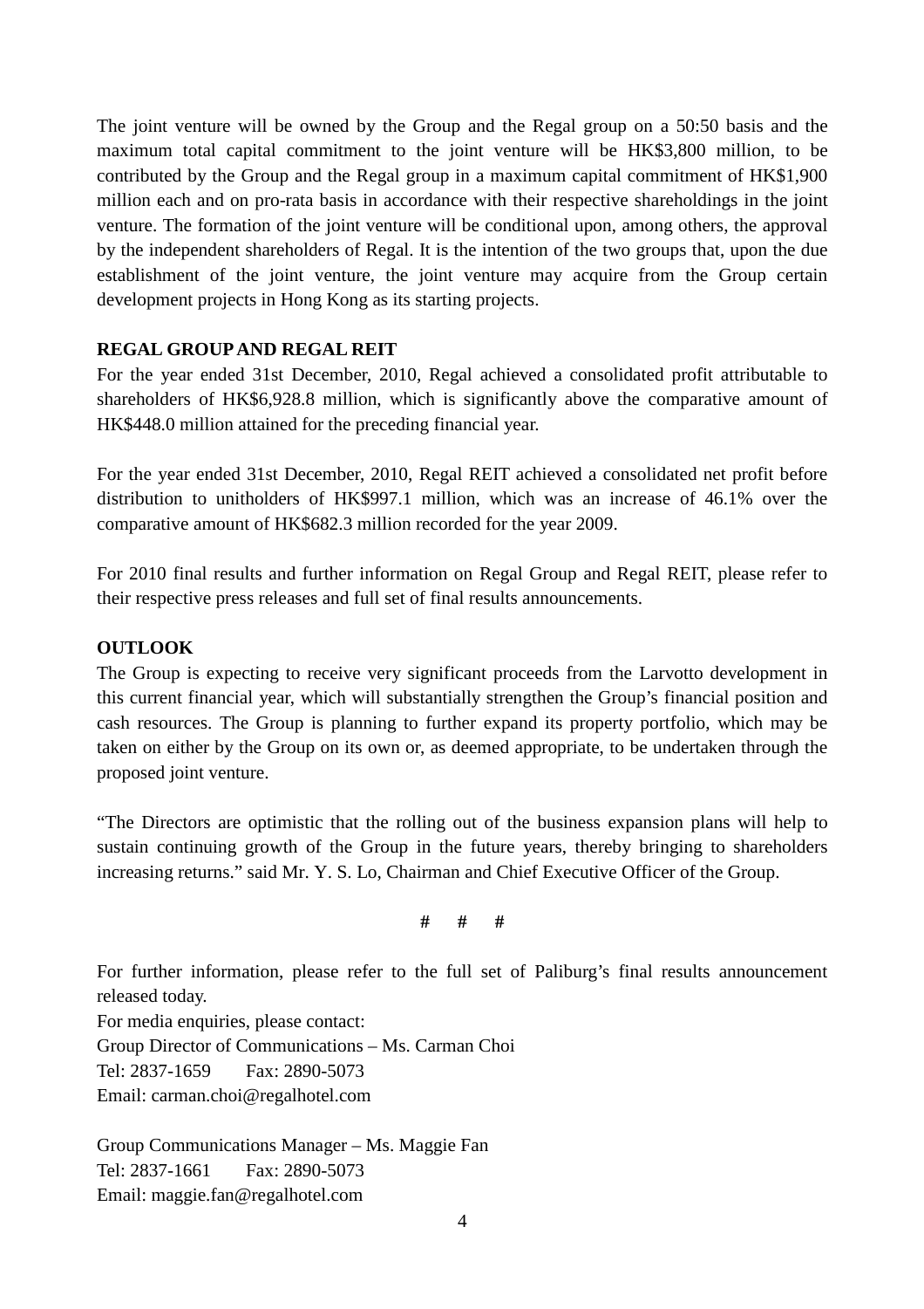The joint venture will be owned by the Group and the Regal group on a 50:50 basis and the maximum total capital commitment to the joint venture will be HK$3,800 million, to be contributed by the Group and the Regal group in a maximum capital commitment of HK$1,900 million each and on pro-rata basis in accordance with their respective shareholdings in the joint venture. The formation of the joint venture will be conditional upon, among others, the approval by the independent shareholders of Regal. It is the intention of the two groups that, upon the due establishment of the joint venture, the joint venture may acquire from the Group certain development projects in Hong Kong as its starting projects.

**REGAL GROUP AND REGAL REIT**

For the year ended 31st December, 2010, Regal achieved a consolidated profit attributable to shareholders of HK$6,928.8 million, which is significantly above the comparative amount of HK$448.0 million attained for the preceding financial year.

For the year ended 31st December, 2010, Regal REIT achieved a consolidated net profit before distribution to unitholders of HK$997.1 million, which was an increase of 46.1% over the comparative amount of HK$682.3 million recorded for the year 2009.

For 2010 final results and further information on Regal Group and Regal REIT, please refer to their respective press releases and full set of final results announcements.

**OUTLOOK**

The Group is expecting to receive very significant proceeds from the Larvotto development in this current financial year, which will substantially strengthen the Group's financial position and cash resources. The Group is planning to further expand its property portfolio, which may be taken on either by the Group on its own or, as deemed appropriate, to be undertaken through the proposed joint venture.

"The Directors are optimistic that the rolling out of the business expansion plans will help to sustain continuing growth of the Group in the future years, thereby bringing to shareholders increasing returns." said Mr. Y. S. Lo, Chairman and Chief Executive Officer of the Group.

# # #

For further information, please refer to the full set of Paliburg's final results announcement released today.

For media enquiries, please contact:

Group Director of Communications – Ms. Carman Choi
Tel: 2837-1659 Fax: 2890-5073
Email: carman.choi@regalhotel.com

Group Communications Manager – Ms. Maggie Fan
Tel: 2837-1661 Fax: 2890-5073
Email: maggie.fan@regalhotel.com